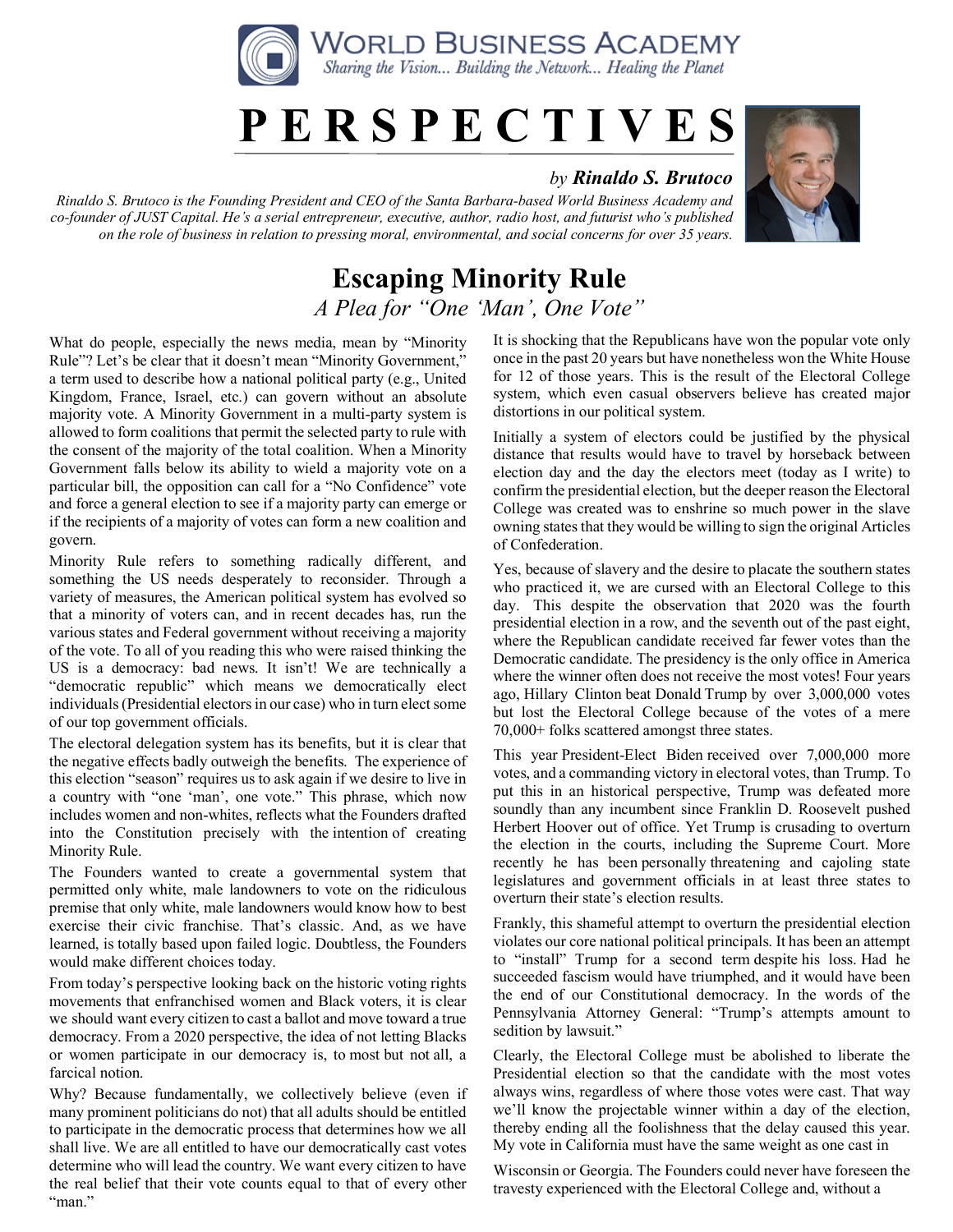# WORLD BUSINESS ACADEMY

*Sharing the Vision... Building the Network... Healing the Planet*

# PERSPECTIVES

*by* ***Rinaldo S. Brutoco***

*Rinaldo S. Brutoco is the Founding President and CEO of the Santa Barbara-based World Business Academy and co-founder of JUST Capital. He's a serial entrepreneur, executive, author, radio host, and futurist who's published on the role of business in relation to pressing moral, environmental, and social concerns for over 35 years.*

## Escaping Minority Rule

*A Plea for "One 'Man', One Vote"*

What do people, especially the news media, mean by "Minority Rule"? Let's be clear that it doesn't mean "Minority Government," a term used to describe how a national political party (e.g., United Kingdom, France, Israel, etc.) can govern without an absolute majority vote. A Minority Government in a multi-party system is allowed to form coalitions that permit the selected party to rule with the consent of the majority of the total coalition. When a Minority Government falls below its ability to wield a majority vote on a particular bill, the opposition can call for a "No Confidence" vote and force a general election to see if a majority party can emerge or if the recipients of a majority of votes can form a new coalition and govern.

Minority Rule refers to something radically different, and something the US needs desperately to reconsider. Through a variety of measures, the American political system has evolved so that a minority of voters can, and in recent decades has, run the various states and Federal government without receiving a majority of the vote. To all of you reading this who were raised thinking the US is a democracy: bad news. It isn't! We are technically a "democratic republic" which means we democratically elect individuals (Presidential electors in our case) who in turn elect some of our top government officials.

The electoral delegation system has its benefits, but it is clear that the negative effects badly outweigh the benefits. The experience of this election "season" requires us to ask again if we desire to live in a country with "one 'man', one vote." This phrase, which now includes women and non-whites, reflects what the Founders drafted into the Constitution precisely with the intention of creating Minority Rule.

The Founders wanted to create a governmental system that permitted only white, male landowners to vote on the ridiculous premise that only white, male landowners would know how to best exercise their civic franchise. That's classic. And, as we have learned, is totally based upon failed logic. Doubtless, the Founders would make different choices today.

From today's perspective looking back on the historic voting rights movements that enfranchised women and Black voters, it is clear we should want every citizen to cast a ballot and move toward a true democracy. From a 2020 perspective, the idea of not letting Blacks or women participate in our democracy is, to most but not all, a farcical notion.

Why? Because fundamentally, we collectively believe (even if many prominent politicians do not) that all adults should be entitled to participate in the democratic process that determines how we all shall live. We are all entitled to have our democratically cast votes determine who will lead the country. We want every citizen to have the real belief that their vote counts equal to that of every other "man."

It is shocking that the Republicans have won the popular vote only once in the past 20 years but have nonetheless won the White House for 12 of those years. This is the result of the Electoral College system, which even casual observers believe has created major distortions in our political system.

Initially a system of electors could be justified by the physical distance that results would have to travel by horseback between election day and the day the electors meet (today as I write) to confirm the presidential election, but the deeper reason the Electoral College was created was to enshrine so much power in the slave owning states that they would be willing to sign the original Articles of Confederation.

Yes, because of slavery and the desire to placate the southern states who practiced it, we are cursed with an Electoral College to this day. This despite the observation that 2020 was the fourth presidential election in a row, and the seventh out of the past eight, where the Republican candidate received far fewer votes than the Democratic candidate. The presidency is the only office in America where the winner often does not receive the most votes! Four years ago, Hillary Clinton beat Donald Trump by over 3,000,000 votes but lost the Electoral College because of the votes of a mere 70,000+ folks scattered amongst three states.

This year President-Elect Biden received over 7,000,000 more votes, and a commanding victory in electoral votes, than Trump. To put this in an historical perspective, Trump was defeated more soundly than any incumbent since Franklin D. Roosevelt pushed Herbert Hoover out of office. Yet Trump is crusading to overturn the election in the courts, including the Supreme Court. More recently he has been personally threatening and cajoling state legislatures and government officials in at least three states to overturn their state's election results.

Frankly, this shameful attempt to overturn the presidential election violates our core national political principals. It has been an attempt to "install" Trump for a second term despite his loss. Had he succeeded fascism would have triumphed, and it would have been the end of our Constitutional democracy. In the words of the Pennsylvania Attorney General: "Trump's attempts amount to sedition by lawsuit."

Clearly, the Electoral College must be abolished to liberate the Presidential election so that the candidate with the most votes always wins, regardless of where those votes were cast. That way we'll know the projectable winner within a day of the election, thereby ending all the foolishness that the delay caused this year. My vote in California must have the same weight as one cast in Wisconsin or Georgia. The Founders could never have foreseen the travesty experienced with the Electoral College and, without a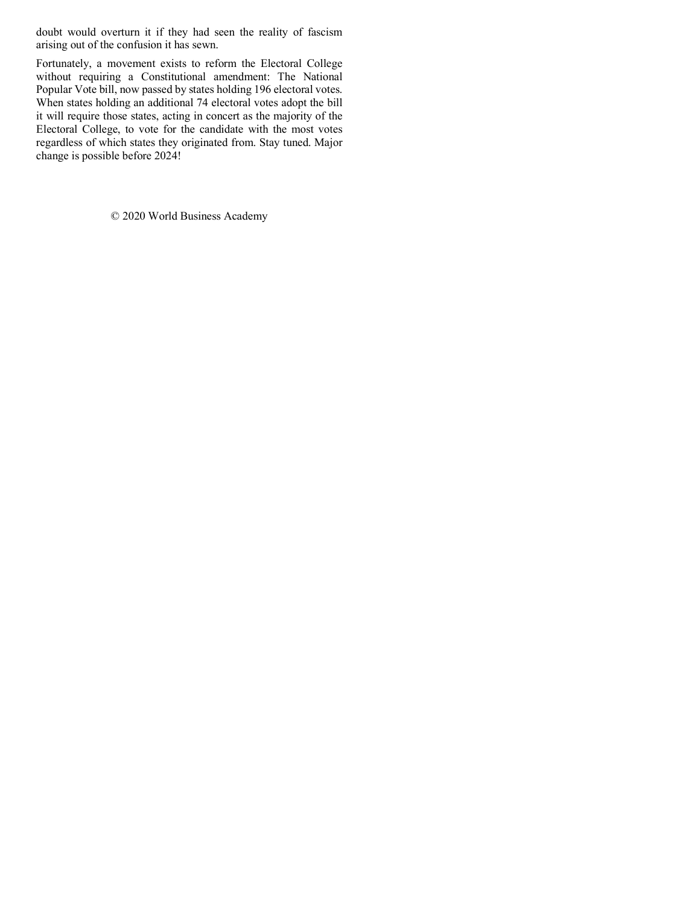doubt would overturn it if they had seen the reality of fascism arising out of the confusion it has sewn.

Fortunately, a movement exists to reform the Electoral College without requiring a Constitutional amendment: The National Popular Vote bill, now passed by states holding 196 electoral votes. When states holding an additional 74 electoral votes adopt the bill it will require those states, acting in concert as the majority of the Electoral College, to vote for the candidate with the most votes regardless of which states they originated from. Stay tuned. Major change is possible before 2024!

© 2020 World Business Academy